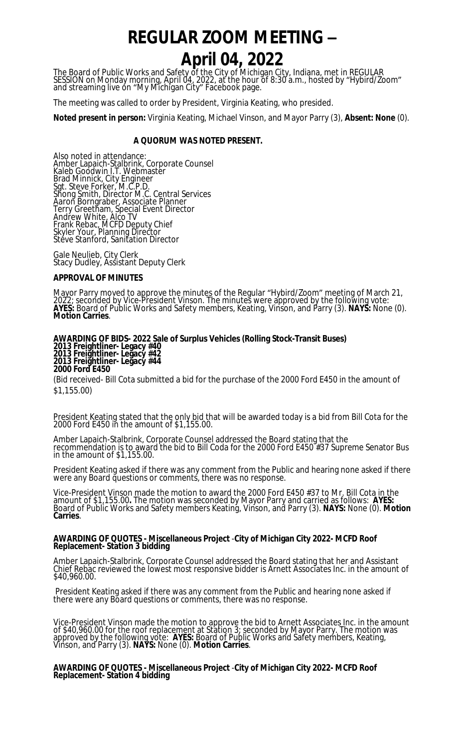# REGULAR ZOOM MEETING –
# April 04, 2022

The Board of Public Works and Safety of the City of Michigan City, Indiana, met in REGULAR SESSION on Monday morning, April 04, 2022, at the hour of 8:30 a.m., hosted by "Hybird/Zoom" and streaming live on "My Michigan City" Facebook page.

The meeting was called to order by President, Virginia Keating, who presided.

**Noted present in person:** Virginia Keating, Michael Vinson, and Mayor Parry (3), **Absent: None** (0).

**A QUORUM WAS NOTED PRESENT.**

Also noted in attendance:
Amber Lapaich-Stalbrink, Corporate Counsel
Kaleb Goodwin I.T. Webmaster
Brad Minnick, City Engineer
Sgt. Steve Forker, M.C.P.D.
Shong Smith, Director M.C. Central Services
Aaron Borngraber, Associate Planner
Terry Greetham, Special Event Director
Andrew White, Alco TV
Frank Rebac, MCFD Deputy Chief
Skyler Your, Planning Director
Steve Stanford, Sanitation Director

Gale Neulieb, City Clerk
Stacy Dudley, Assistant Deputy Clerk

**APPROVAL OF MINUTES**

Mayor Parry moved to approve the minutes of the Regular "Hybird/Zoom" meeting of March 21, 2022; seconded by Vice-President Vinson. The minutes were approved by the following vote: **AYES:** Board of Public Works and Safety members, Keating, Vinson, and Parry (3). **NAYS:** None (0). **Motion Carries**.

**AWARDING OF BIDS- 2022 Sale of Surplus Vehicles (Rolling Stock-Transit Buses)**
**2013 Freightliner- Legacy #40**
**2013 Freightliner- Legacy #42**
**2013 Freightliner- Legacy #44**
**2000 Ford E450**

(Bid received- Bill Cota submitted a bid for the purchase of the 2000 Ford E450 in the amount of $1,155.00)

President Keating stated that the only bid that will be awarded today is a bid from Bill Cota for the 2000 Ford E450 in the amount of $1,155.00.

Amber Lapaich-Stalbrink, Corporate Counsel addressed the Board stating that the recommendation is to award the bid to Bill Coda for the 2000 Ford E450 #37 Supreme Senator Bus in the amount of $1,155.00.

President Keating asked if there was any comment from the Public and hearing none asked if there were any Board questions or comments, there was no response.

Vice-President Vinson made the motion to award the 2000 Ford E450 #37 to Mr. Bill Cota in the amount of $1,155.00**.** The motion was seconded by Mayor Parry and carried as follows: **AYES:** Board of Public Works and Safety members Keating, Vinson, and Parry (3). **NAYS:** None (0). **Motion Carries**.

**AWARDING OF QUOTES - Miscellaneous Project -City of Michigan City 2022- MCFD Roof Replacement- Station 3 bidding**

Amber Lapaich-Stalbrink, Corporate Counsel addressed the Board stating that her and Assistant Chief Rebac reviewed the lowest most responsive bidder is Arnett Associates Inc. in the amount of $40,960.00.

President Keating asked if there was any comment from the Public and hearing none asked if there were any Board questions or comments, there was no response.

Vice-President Vinson made the motion to approve the bid to Arnett Associates Inc. in the amount of $40,960.00 for the roof replacement at Station 3; seconded by Mayor Parry. The motion was approved by the following vote: **AYES:** Board of Public Works and Safety members, Keating, Vinson, and Parry (3). **NAYS:** None (0). **Motion Carries**.

**AWARDING OF QUOTES - Miscellaneous Project -City of Michigan City 2022- MCFD Roof Replacement- Station 4 bidding**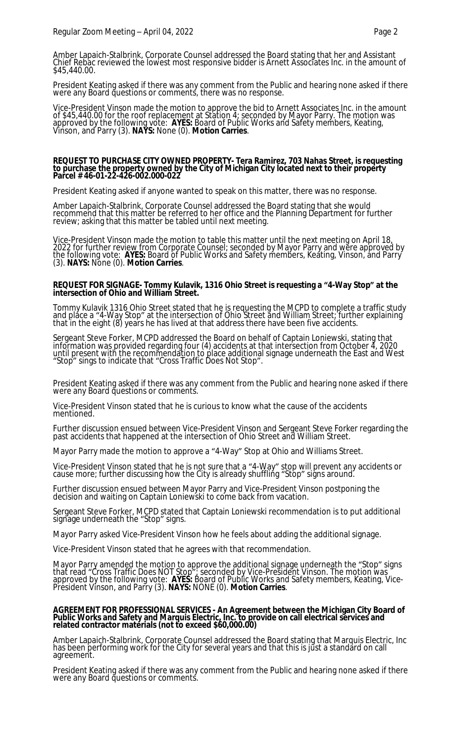Amber Lapaich-Stalbrink, Corporate Counsel addressed the Board stating that her and Assistant Chief Rebac reviewed the lowest most responsive bidder is Arnett Associates Inc. in the amount of $45,440.00.

President Keating asked if there was any comment from the Public and hearing none asked if there were any Board questions or comments, there was no response.

Vice-President Vinson made the motion to approve the bid to Arnett Associates Inc. in the amount of $45,440.00 for the roof replacement at Station 4; seconded by Mayor Parry. The motion was approved by the following vote: **AYES:** Board of Public Works and Safety members, Keating, Vinson, and Parry (3). **NAYS:** None (0). **Motion Carries**.

**REQUEST TO PURCHASE CITY OWNED PROPERTY- Tera Ramirez, 703 Nahas Street, is requesting to purchase the property owned by the City of Michigan City located next to their property Parcel # 46-01-22-426-002.000-022**

President Keating asked if anyone wanted to speak on this matter, there was no response.

Amber Lapaich-Stalbrink, Corporate Counsel addressed the Board stating that she would recommend that this matter be referred to her office and the Planning Department for further review; asking that this matter be tabled until next meeting.

Vice-President Vinson made the motion to table this matter until the next meeting on April 18, 2022 for further review from Corporate Counsel; seconded by Mayor Parry and were approved by the following vote: **AYES:** Board of Public Works and Safety members, Keating, Vinson, and Parry (3). **NAYS:** None (0). **Motion Carries**.

**REQUEST FOR SIGNAGE- Tommy Kulavik, 1316 Ohio Street is requesting a "4-Way Stop" at the intersection of Ohio and William Street.**

Tommy Kulavik 1316 Ohio Street stated that he is requesting the MCPD to complete a traffic study and place a "4-Way Stop" at the intersection of Ohio Street and William Street; further explaining that in the eight (8) years he has lived at that address there have been five accidents.

Sergeant Steve Forker, MCPD addressed the Board on behalf of Captain Loniewski, stating that information was provided regarding four (4) accidents at that intersection from October 4, 2020 until present with the recommendation to place additional signage underneath the East and West "Stop" sings to indicate that "Cross Traffic Does Not Stop".

President Keating asked if there was any comment from the Public and hearing none asked if there were any Board questions or comments.

Vice-President Vinson stated that he is curious to know what the cause of the accidents mentioned.

Further discussion ensued between Vice-President Vinson and Sergeant Steve Forker regarding the past accidents that happened at the intersection of Ohio Street and William Street.

Mayor Parry made the motion to approve a "4-Way" Stop at Ohio and Williams Street.

Vice-President Vinson stated that he is not sure that a "4-Way" stop will prevent any accidents or cause more; further discussing how the City is already shuffling "Stop" signs around.

Further discussion ensued between Mayor Parry and Vice-President Vinson postponing the decision and waiting on Captain Loniewski to come back from vacation.

Sergeant Steve Forker, MCPD stated that Captain Loniewski recommendation is to put additional signage underneath the "Stop" signs.

Mayor Parry asked Vice-President Vinson how he feels about adding the additional signage.

Vice-President Vinson stated that he agrees with that recommendation.

Mayor Parry amended the motion to approve the additional signage underneath the "Stop" signs that read "Cross Traffic Does NOT Stop"; seconded by Vice-President Vinson. The motion was approved by the following vote: **AYES:** Board of Public Works and Safety members, Keating, Vice-President Vinson, and Parry (3). **NAYS:** NONE (0). **Motion Carries**.

**AGREEMENT FOR PROFESSIONAL SERVICES - An Agreement between the Michigan City Board of Public Works and Safety and Marquis Electric, Inc. to provide on call electrical services and related contractor materials (not to exceed $60,000.00)**

Amber Lapaich-Stalbrink, Corporate Counsel addressed the Board stating that Marquis Electric, Inc has been performing work for the City for several years and that this is just a standard on call agreement.

President Keating asked if there was any comment from the Public and hearing none asked if there were any Board questions or comments.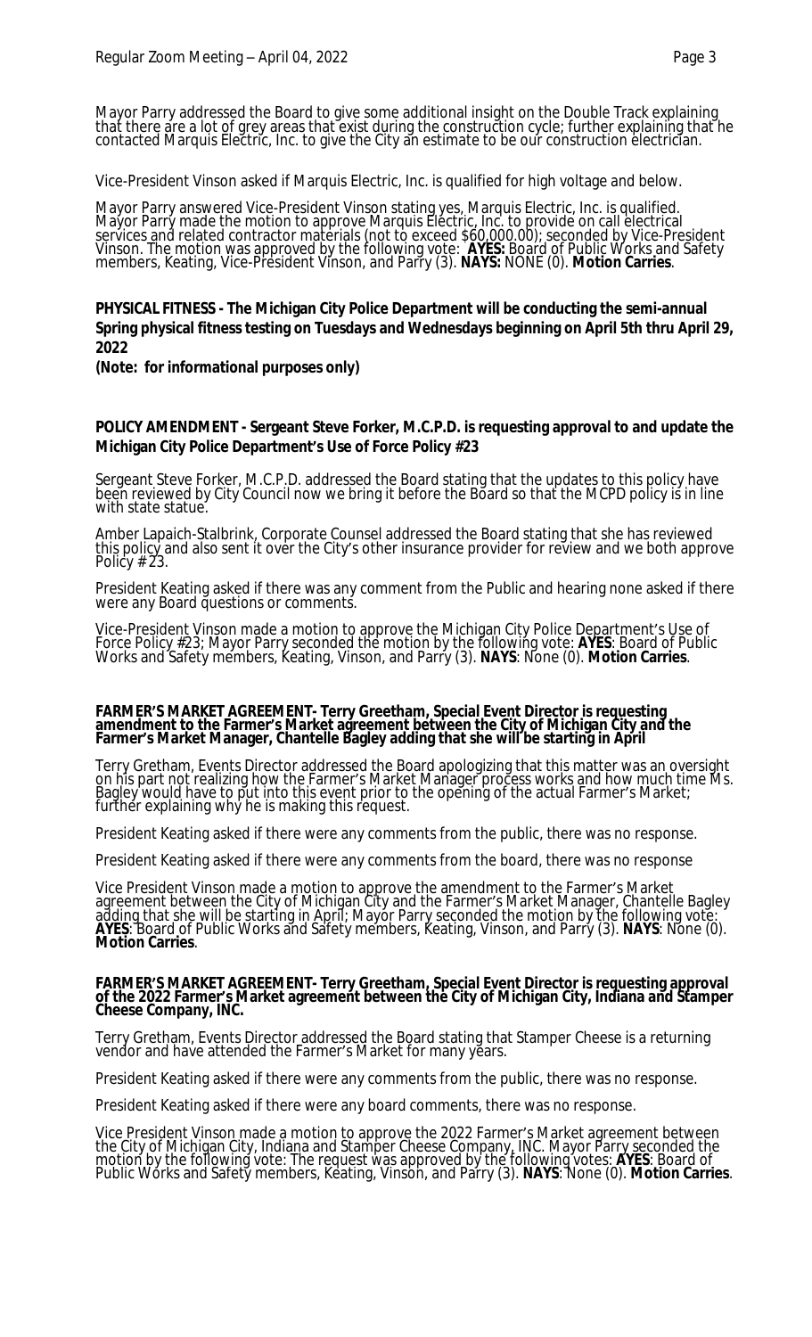Mayor Parry addressed the Board to give some additional insight on the Double Track explaining that there are a lot of grey areas that exist during the construction cycle; further explaining that he contacted Marquis Electric, Inc. to give the City an estimate to be our construction electrician.

Vice-President Vinson asked if Marquis Electric, Inc. is qualified for high voltage and below.

Mayor Parry answered Vice-President Vinson stating yes, Marquis Electric, Inc. is qualified. Mayor Parry made the motion to approve Marquis Electric, Inc. to provide on call electrical services and related contractor materials (not to exceed $60,000.00); seconded by Vice-President Vinson. The motion was approved by the following vote: **AYES:** Board of Public Works and Safety members, Keating, Vice-President Vinson, and Parry (3). **NAYS:** NONE (0). **Motion Carries**.

**PHYSICAL FITNESS - The Michigan City Police Department will be conducting the semi-annual Spring physical fitness testing on Tuesdays and Wednesdays beginning on April 5th thru April 29, 2022**

**(Note: for informational purposes only)**

**POLICY AMENDMENT - Sergeant Steve Forker, M.C.P.D. is requesting approval to and update the Michigan City Police Department's Use of Force Policy #23**

Sergeant Steve Forker, M.C.P.D. addressed the Board stating that the updates to this policy have been reviewed by City Council now we bring it before the Board so that the MCPD policy is in line with state statue.

Amber Lapaich-Stalbrink, Corporate Counsel addressed the Board stating that she has reviewed this policy and also sent it over the City's other insurance provider for review and we both approve Policy # 23.

President Keating asked if there was any comment from the Public and hearing none asked if there were any Board questions or comments.

Vice-President Vinson made a motion to approve the Michigan City Police Department's Use of Force Policy #23; Mayor Parry seconded the motion by the following vote: **AYES**: Board of Public Works and Safety members, Keating, Vinson, and Parry (3). **NAYS**: None (0). **Motion Carries**.

**FARMER'S MARKET AGREEMENT- Terry Greetham, Special Event Director is requesting amendment to the Farmer's Market agreement between the City of Michigan City and the Farmer's Market Manager, Chantelle Bagley adding that she will be starting in April**

Terry Gretham, Events Director addressed the Board apologizing that this matter was an oversight on his part not realizing how the Farmer's Market Manager process works and how much time Ms. Bagley would have to put into this event prior to the opening of the actual Farmer's Market; further explaining why he is making this request.

President Keating asked if there were any comments from the public, there was no response.

President Keating asked if there were any comments from the board, there was no response

Vice President Vinson made a motion to approve the amendment to the Farmer's Market agreement between the City of Michigan City and the Farmer's Market Manager, Chantelle Bagley adding that she will be starting in April; Mayor Parry seconded the motion by the following vote: **AYES**: Board of Public Works and Safety members, Keating, Vinson, and Parry (3). **NAYS**: None (0). **Motion Carries**.

**FARMER'S MARKET AGREEMENT- Terry Greetham, Special Event Director is requesting approval of the 2022 Farmer's Market agreement between the City of Michigan City, Indiana and Stamper Cheese Company, INC.**

Terry Gretham, Events Director addressed the Board stating that Stamper Cheese is a returning vendor and have attended the Farmer's Market for many years.

President Keating asked if there were any comments from the public, there was no response.

President Keating asked if there were any board comments, there was no response.

Vice President Vinson made a motion to approve the 2022 Farmer's Market agreement between the City of Michigan City, Indiana and Stamper Cheese Company, INC. Mayor Parry seconded the motion by the following vote: The request was approved by the following votes: **AYES**: Board of Public Works and Safety members, Keating, Vinson, and Parry (3). **NAYS**: None (0). **Motion Carries**.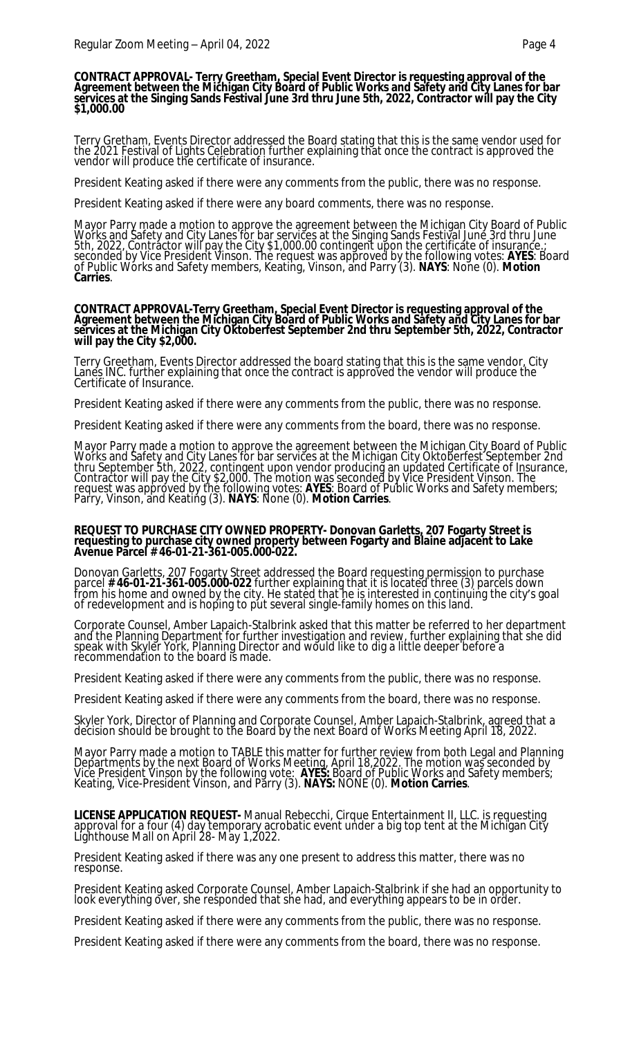**CONTRACT APPROVAL- Terry Greetham, Special Event Director is requesting approval of the Agreement between the Michigan City Board of Public Works and Safety and City Lanes for bar services at the Singing Sands Festival June 3rd thru June 5th, 2022, Contractor will pay the City $1,000.00**

Terry Gretham, Events Director addressed the Board stating that this is the same vendor used for the 2021 Festival of Lights Celebration further explaining that once the contract is approved the vendor will produce the certificate of insurance.

President Keating asked if there were any comments from the public, there was no response.

President Keating asked if there were any board comments, there was no response.

Mayor Parry made a motion to approve the agreement between the Michigan City Board of Public Works and Safety and City Lanes for bar services at the Singing Sands Festival June 3rd thru June 5th, 2022, Contractor will pay the City $1,000.00 contingent upon the certificate of insurance.; seconded by Vice President Vinson. The request was approved by the following votes: **AYES**: Board of Public Works and Safety members, Keating, Vinson, and Parry (3). **NAYS**: None (0). **Motion Carries**.

**CONTRACT APPROVAL-Terry Greetham, Special Event Director is requesting approval of the Agreement between the Michigan City Board of Public Works and Safety and City Lanes for bar services at the Michigan City Oktoberfest September 2nd thru September 5th, 2022, Contractor will pay the City $2,000.**

Terry Greetham, Events Director addressed the board stating that this is the same vendor, City Lanes INC. further explaining that once the contract is approved the vendor will produce the Certificate of Insurance.

President Keating asked if there were any comments from the public, there was no response.

President Keating asked if there were any comments from the board, there was no response.

Mayor Parry made a motion to approve the agreement between the Michigan City Board of Public Works and Safety and City Lanes for bar services at the Michigan City Oktoberfest September 2nd thru September 5th, 2022, contingent upon vendor producing an updated Certificate of Insurance, Contractor will pay the City $2,000. The motion was seconded by Vice President Vinson. The request was approved by the following votes: **AYES**: Board of Public Works and Safety members; Parry, Vinson, and Keating (3). **NAYS**: None (0). **Motion Carries**.

**REQUEST TO PURCHASE CITY OWNED PROPERTY- Donovan Garletts, 207 Fogarty Street is requesting to purchase city owned property between Fogarty and Blaine adjacent to Lake Avenue Parcel # 46-01-21-361-005.000-022.**

Donovan Garletts, 207 Fogarty Street addressed the Board requesting permission to purchase parcel **# 46-01-21-361-005.000-022** further explaining that it is located three (3) parcels down from his home and owned by the city. He stated that he is interested in continuing the city's goal of redevelopment and is hoping to put several single-family homes on this land.

Corporate Counsel, Amber Lapaich-Stalbrink asked that this matter be referred to her department and the Planning Department for further investigation and review, further explaining that she did speak with Skyler York, Planning Director and would like to dig a little deeper before a recommendation to the board is made.

President Keating asked if there were any comments from the public, there was no response.

President Keating asked if there were any comments from the board, there was no response.

Skyler York, Director of Planning and Corporate Counsel, Amber Lapaich-Stalbrink, agreed that a decision should be brought to the Board by the next Board of Works Meeting April 18, 2022.

Mayor Parry made a motion to TABLE this matter for further review from both Legal and Planning Departments by the next Board of Works Meeting, April 18,2022. The motion was seconded by Vice President Vinson by the following vote: **AYES:** Board of Public Works and Safety members; Keating, Vice-President Vinson, and Parry (3). **NAYS:** NONE (0). **Motion Carries**.

**LICENSE APPLICATION REQUEST-** Manual Rebecchi, Cirque Entertainment II, LLC. is requesting approval for a four (4) day temporary acrobatic event under a big top tent at the Michigan City Lighthouse Mall on April 28- May 1,2022.

President Keating asked if there was any one present to address this matter, there was no response.

President Keating asked Corporate Counsel, Amber Lapaich-Stalbrink if she had an opportunity to look everything over, she responded that she had, and everything appears to be in order.

President Keating asked if there were any comments from the public, there was no response.

President Keating asked if there were any comments from the board, there was no response.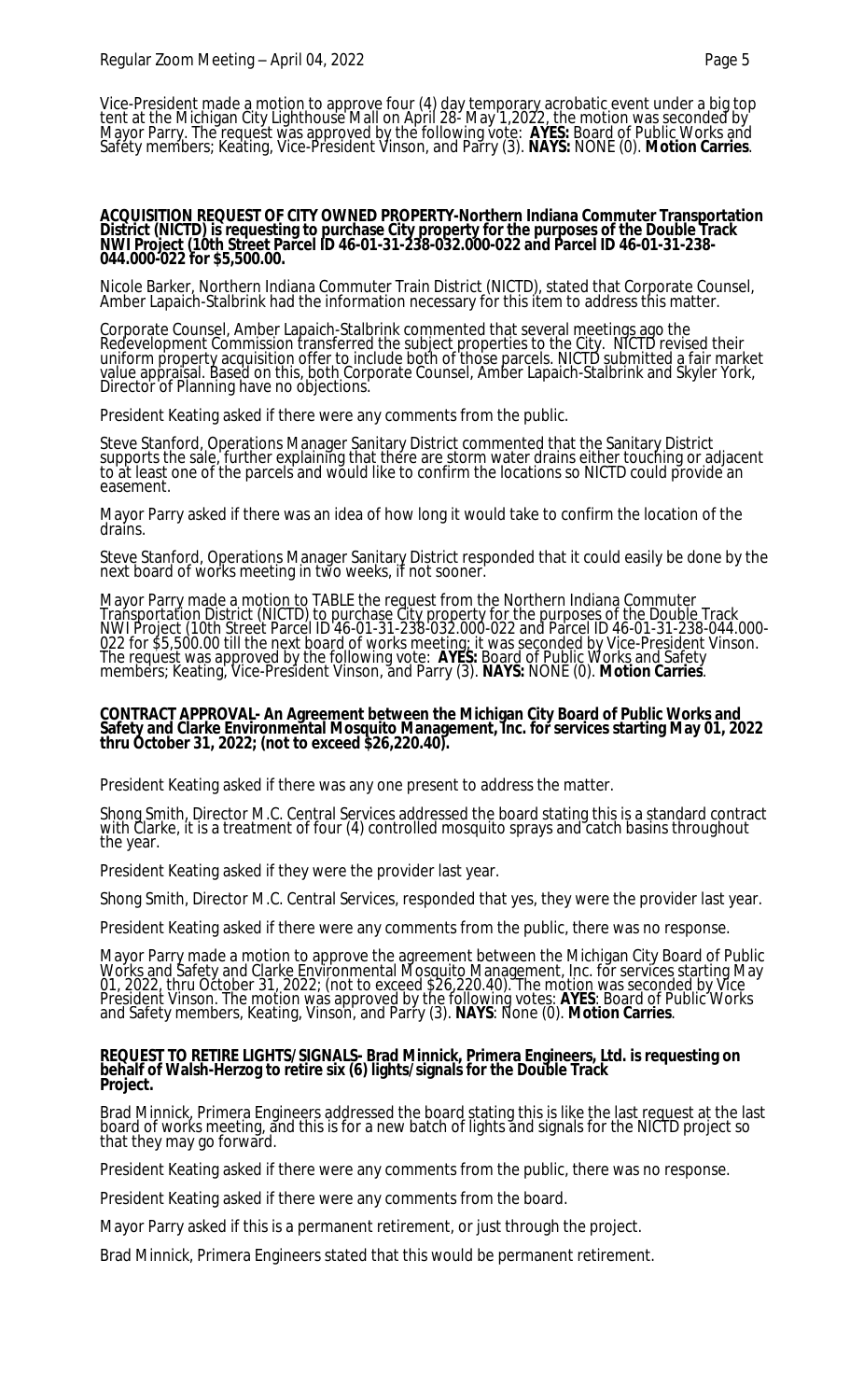Vice-President made a motion to approve four (4) day temporary acrobatic event under a big top tent at the Michigan City Lighthouse Mall on April 28- May 1,2022, the motion was seconded by Mayor Parry. The request was approved by the following vote: **AYES:** Board of Public Works and Safety members; Keating, Vice-President Vinson, and Parry (3). **NAYS:** NONE (0). **Motion Carries**.

**ACQUISITION REQUEST OF CITY OWNED PROPERTY-Northern Indiana Commuter Transportation District (NICTD) is requesting to purchase City property for the purposes of the Double Track NWI Project (10th Street Parcel ID 46-01-31-238-032.000-022 and Parcel ID 46-01-31-238-044.000-022 for $5,500.00.**

Nicole Barker, Northern Indiana Commuter Train District (NICTD), stated that Corporate Counsel, Amber Lapaich-Stalbrink had the information necessary for this item to address this matter.

Corporate Counsel, Amber Lapaich-Stalbrink commented that several meetings ago the Redevelopment Commission transferred the subject properties to the City. NICTD revised their uniform property acquisition offer to include both of those parcels. NICTD submitted a fair market value appraisal. Based on this, both Corporate Counsel, Amber Lapaich-Stalbrink and Skyler York, Director of Planning have no objections.

President Keating asked if there were any comments from the public.

Steve Stanford, Operations Manager Sanitary District commented that the Sanitary District supports the sale, further explaining that there are storm water drains either touching or adjacent to at least one of the parcels and would like to confirm the locations so NICTD could provide an easement.

Mayor Parry asked if there was an idea of how long it would take to confirm the location of the drains.

Steve Stanford, Operations Manager Sanitary District responded that it could easily be done by the next board of works meeting in two weeks, if not sooner.

Mayor Parry made a motion to TABLE the request from the Northern Indiana Commuter Transportation District (NICTD) to purchase City property for the purposes of the Double Track NWI Project (10th Street Parcel ID 46-01-31-238-032.000-022 and Parcel ID 46-01-31-238-044.000-022 for $5,500.00 till the next board of works meeting; it was seconded by Vice-President Vinson. The request was approved by the following vote: **AYES:** Board of Public Works and Safety members; Keating, Vice-President Vinson, and Parry (3). **NAYS:** NONE (0). **Motion Carries**.

**CONTRACT APPROVAL- An Agreement between the Michigan City Board of Public Works and Safety and Clarke Environmental Mosquito Management, Inc. for services starting May 01, 2022 thru October 31, 2022; (not to exceed $26,220.40).**

President Keating asked if there was any one present to address the matter.

Shong Smith, Director M.C. Central Services addressed the board stating this is a standard contract with Clarke, it is a treatment of four (4) controlled mosquito sprays and catch basins throughout the year.

President Keating asked if they were the provider last year.

Shong Smith, Director M.C. Central Services, responded that yes, they were the provider last year.

President Keating asked if there were any comments from the public, there was no response.

Mayor Parry made a motion to approve the agreement between the Michigan City Board of Public Works and Safety and Clarke Environmental Mosquito Management, Inc. for services starting May 01, 2022, thru October 31, 2022; (not to exceed $26,220.40). The motion was seconded by Vice President Vinson. The motion was approved by the following votes: **AYES**: Board of Public Works and Safety members, Keating, Vinson, and Parry (3). **NAYS**: None (0). **Motion Carries**.

**REQUEST TO RETIRE LIGHTS/SIGNALS- Brad Minnick, Primera Engineers, Ltd. is requesting on behalf of Walsh-Herzog to retire six (6) lights/signals for the Double Track Project.**

Brad Minnick, Primera Engineers addressed the board stating this is like the last request at the last board of works meeting, and this is for a new batch of lights and signals for the NICTD project so that they may go forward.

President Keating asked if there were any comments from the public, there was no response.

President Keating asked if there were any comments from the board.

Mayor Parry asked if this is a permanent retirement, or just through the project.

Brad Minnick, Primera Engineers stated that this would be permanent retirement.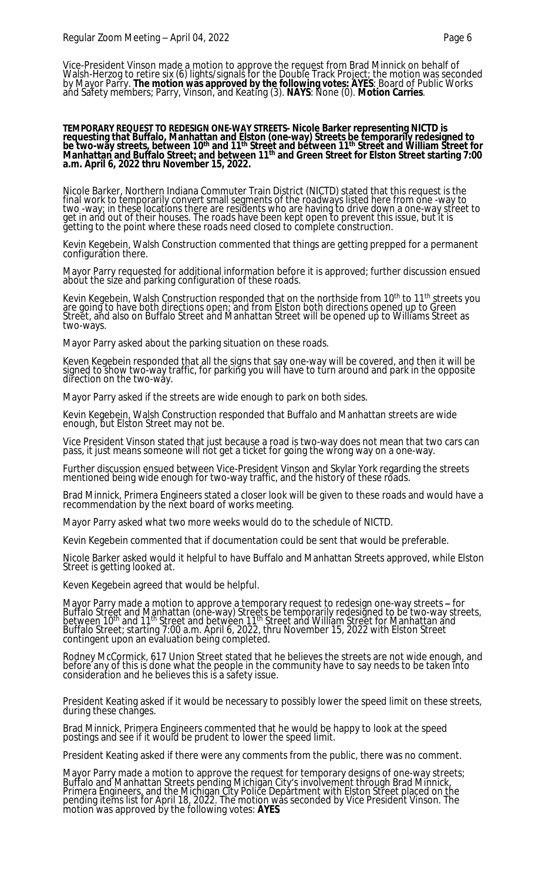Vice-President Vinson made a motion to approve the request from Brad Minnick on behalf of Walsh-Herzog to retire six (6) lights/signals for the Double Track Project; the motion was seconded by Mayor Parry. **The motion was approved by the following votes: AYES**: Board of Public Works and Safety members; Parry, Vinson, and Keating (3). **NAYS**: None (0). **Motion Carries**.

**TEMPORARY REQUEST TO REDESIGN ONE-WAY STREETS- Nicole Barker representing NICTD is requesting that Buffalo, Manhattan and Elston (one-way) Streets be temporarily redesigned to be two-way streets, between 10th and 11th Street and between 11th Street and William Street for Manhattan and Buffalo Street; and between 11th and Green Street for Elston Street starting 7:00 a.m. April 6, 2022 thru November 15, 2022.**

Nicole Barker, Northern Indiana Commuter Train District (NICTD) stated that this request is the final work to temporarily convert small segments of the roadways listed here from one -way to two -way; in these locations there are residents who are having to drive down a one-way street to get in and out of their houses. The roads have been kept open to prevent this issue, but it is getting to the point where these roads need closed to complete construction.

Kevin Kegebein, Walsh Construction commented that things are getting prepped for a permanent configuration there.

Mayor Parry requested for additional information before it is approved; further discussion ensued about the size and parking configuration of these roads.

Kevin Kegebein, Walsh Construction responded that on the northside from 10th to 11th streets you are going to have both directions open; and from Elston both directions opened up to Green Street, and also on Buffalo Street and Manhattan Street will be opened up to Williams Street as two-ways.

Mayor Parry asked about the parking situation on these roads.

Keven Kegebein responded that all the signs that say one-way will be covered, and then it will be signed to show two-way traffic, for parking you will have to turn around and park in the opposite direction on the two-way.

Mayor Parry asked if the streets are wide enough to park on both sides.

Kevin Kegebein, Walsh Construction responded that Buffalo and Manhattan streets are wide enough, but Elston Street may not be.

Vice President Vinson stated that just because a road is two-way does not mean that two cars can pass, it just means someone will not get a ticket for going the wrong way on a one-way.

Further discussion ensued between Vice-President Vinson and Skylar York regarding the streets mentioned being wide enough for two-way traffic, and the history of these roads.

Brad Minnick, Primera Engineers stated a closer look will be given to these roads and would have a recommendation by the next board of works meeting.

Mayor Parry asked what two more weeks would do to the schedule of NICTD.

Kevin Kegebein commented that if documentation could be sent that would be preferable.

Nicole Barker asked would it helpful to have Buffalo and Manhattan Streets approved, while Elston Street is getting looked at.

Keven Kegebein agreed that would be helpful.

Mayor Parry made a motion to approve a temporary request to redesign one-way streets – for Buffalo Street and Manhattan (one-way) Streets be temporarily redesigned to be two-way streets, between 10th and 11th Street and between 11th Street and William Street for Manhattan and Buffalo Street; starting 7:00 a.m. April 6, 2022, thru November 15, 2022 with Elston Street contingent upon an evaluation being completed.

Rodney McCormick, 617 Union Street stated that he believes the streets are not wide enough, and before any of this is done what the people in the community have to say needs to be taken into consideration and he believes this is a safety issue.

President Keating asked if it would be necessary to possibly lower the speed limit on these streets, during these changes.

Brad Minnick, Primera Engineers commented that he would be happy to look at the speed postings and see if it would be prudent to lower the speed limit.

President Keating asked if there were any comments from the public, there was no comment.

Mayor Parry made a motion to approve the request for temporary designs of one-way streets; Buffalo and Manhattan Streets pending Michigan City's involvement through Brad Minnick, Primera Engineers, and the Michigan City Police Department with Elston Street placed on the pending items list for April 18, 2022. The motion was seconded by Vice President Vinson. The motion was approved by the following votes: **AYES**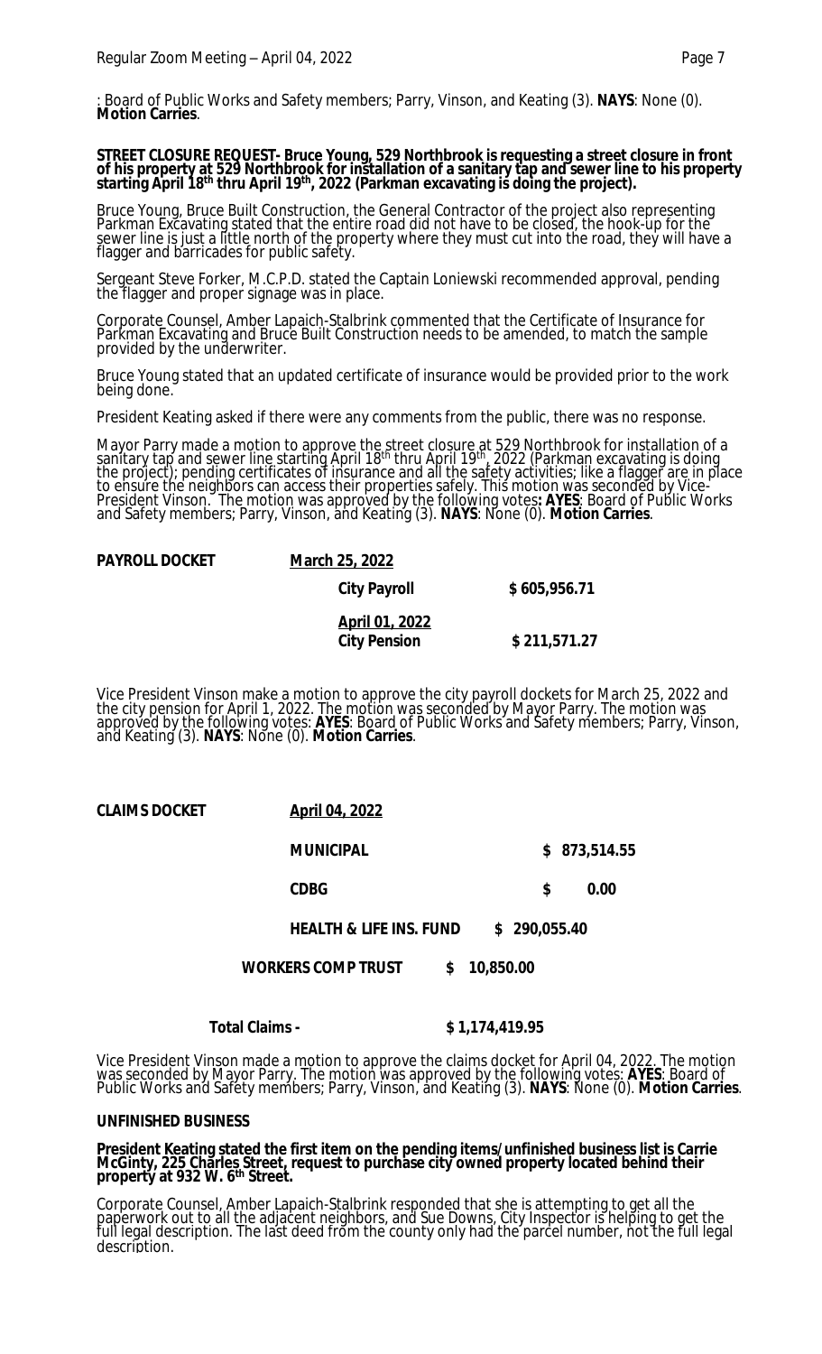: Board of Public Works and Safety members; Parry, Vinson, and Keating (3). **NAYS**: None (0). **Motion Carries**.

**STREET CLOSURE REQUEST- Bruce Young, 529 Northbrook is requesting a street closure in front of his property at 529 Northbrook for installation of a sanitary tap and sewer line to his property starting April 18th thru April 19th, 2022 (Parkman excavating is doing the project).**

Bruce Young, Bruce Built Construction, the General Contractor of the project also representing Parkman Excavating stated that the entire road did not have to be closed, the hook-up for the sewer line is just a little north of the property where they must cut into the road, they will have a flagger and barricades for public safety.

Sergeant Steve Forker, M.C.P.D. stated the Captain Loniewski recommended approval, pending the flagger and proper signage was in place.

Corporate Counsel, Amber Lapaich-Stalbrink commented that the Certificate of Insurance for Parkman Excavating and Bruce Built Construction needs to be amended, to match the sample provided by the underwriter.

Bruce Young stated that an updated certificate of insurance would be provided prior to the work being done.

President Keating asked if there were any comments from the public, there was no response.

Mayor Parry made a motion to approve the street closure at 529 Northbrook for installation of a sanitary tap and sewer line starting April 18th thru April 19th, 2022 (Parkman excavating is doing the project); pending certificates of insurance and all the safety activities; like a flagger are in place to ensure the neighbors can access their properties safely. This motion was seconded by Vice-President Vinson. The motion was approved by the following votes**: AYES**: Board of Public Works and Safety members; Parry, Vinson, and Keating (3). **NAYS**: None (0). **Motion Carries**.

| **PAYROLL DOCKET** | <u>**March 25, 2022**</u> | |
|---|---|---|
| | **City Payroll** | **$ 605,956.71** |
| | <u>**April 01, 2022**</u> | |
| | **City Pension** | **$ 211,571.27** |

Vice President Vinson make a motion to approve the city payroll dockets for March 25, 2022 and the city pension for April 1, 2022. The motion was seconded by Mayor Parry. The motion was approved by the following votes: **AYES**: Board of Public Works and Safety members; Parry, Vinson, and Keating (3). **NAYS**: None (0). **Motion Carries**.

| **CLAIMS DOCKET** | <u>**April 04, 2022**</u> | |
|---|---|---|
| | **MUNICIPAL** | **$ 873,514.55** |
| | **CDBG** | **$ 0.00** |
| | **HEALTH & LIFE INS. FUND** | **$ 290,055.40** |
| | **WORKERS COMP TRUST** | **$ 10,850.00** |
| | **Total Claims -** | **$ 1,174,419.95** |

Vice President Vinson made a motion to approve the claims docket for April 04, 2022. The motion was seconded by Mayor Parry. The motion was approved by the following votes: **AYES**: Board of Public Works and Safety members; Parry, Vinson, and Keating (3). **NAYS**: None (0). **Motion Carries**.

**UNFINISHED BUSINESS**

**President Keating stated the first item on the pending items/unfinished business list is Carrie McGinty, 225 Charles Street, request to purchase city owned property located behind their property at 932 W. 6th Street.**

Corporate Counsel, Amber Lapaich-Stalbrink responded that she is attempting to get all the paperwork out to all the adjacent neighbors, and Sue Downs, City Inspector is helping to get the full legal description. The last deed from the county only had the parcel number, not the full legal description.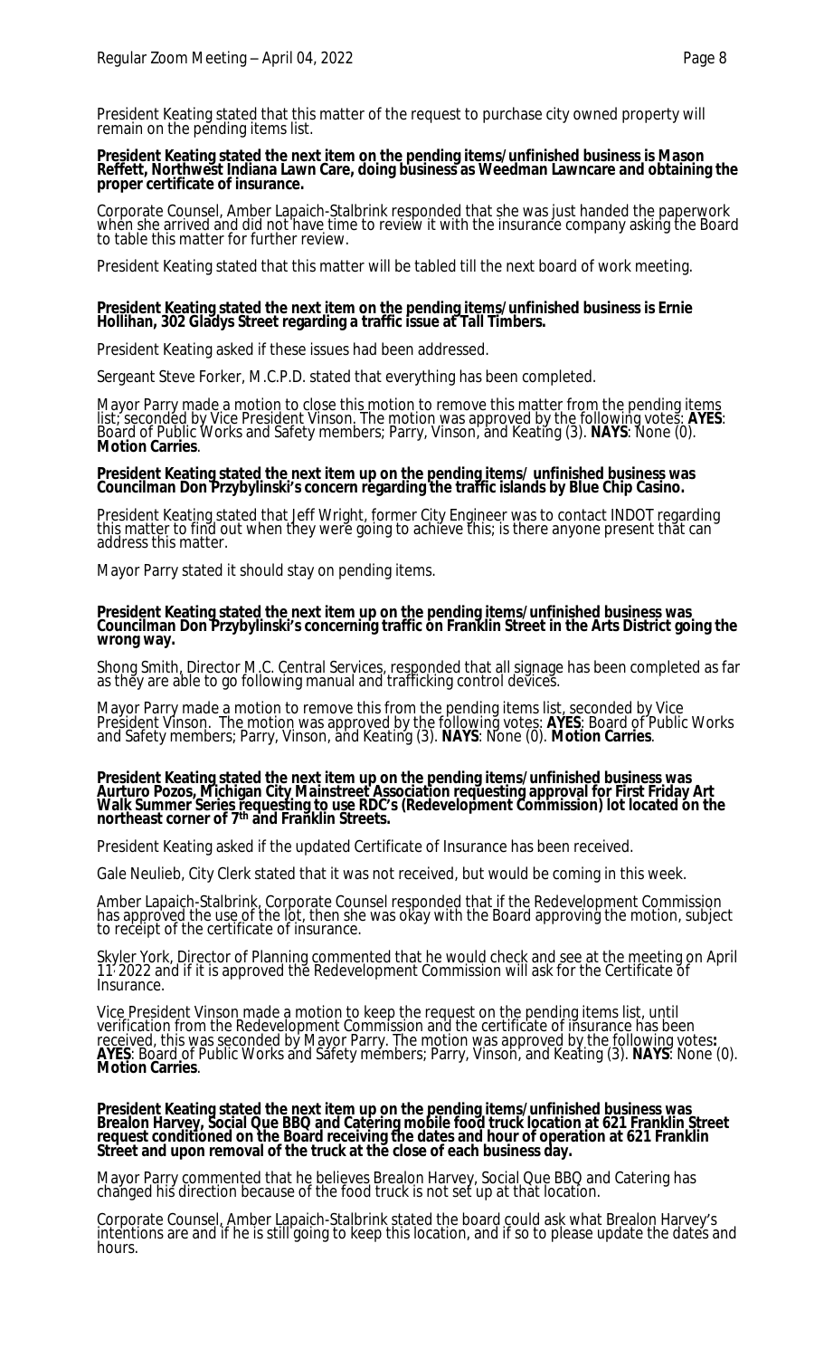President Keating stated that this matter of the request to purchase city owned property will remain on the pending items list.

**President Keating stated the next item on the pending items/unfinished business is Mason Reffett, Northwest Indiana Lawn Care, doing business as Weedman Lawncare and obtaining the proper certificate of insurance.**

Corporate Counsel, Amber Lapaich-Stalbrink responded that she was just handed the paperwork when she arrived and did not have time to review it with the insurance company asking the Board to table this matter for further review.

President Keating stated that this matter will be tabled till the next board of work meeting.

**President Keating stated the next item on the pending items/unfinished business is Ernie Hollihan, 302 Gladys Street regarding a traffic issue at Tall Timbers.**

President Keating asked if these issues had been addressed.

Sergeant Steve Forker, M.C.P.D. stated that everything has been completed.

Mayor Parry made a motion to close this motion to remove this matter from the pending items list; seconded by Vice President Vinson. The motion was approved by the following votes: **AYES**: Board of Public Works and Safety members; Parry, Vinson, and Keating (3). **NAYS**: None (0). **Motion Carries**.

**President Keating stated the next item up on the pending items/ unfinished business was Councilman Don Przybylinski's concern regarding the traffic islands by Blue Chip Casino.**

President Keating stated that Jeff Wright, former City Engineer was to contact INDOT regarding this matter to find out when they were going to achieve this; is there anyone present that can address this matter.

Mayor Parry stated it should stay on pending items.

**President Keating stated the next item up on the pending items/unfinished business was Councilman Don Przybylinski's concerning traffic on Franklin Street in the Arts District going the wrong way.**

Shong Smith, Director M.C. Central Services, responded that all signage has been completed as far as they are able to go following manual and trafficking control devices.

Mayor Parry made a motion to remove this from the pending items list, seconded by Vice President Vinson. The motion was approved by the following votes: **AYES**: Board of Public Works and Safety members; Parry, Vinson, and Keating (3). **NAYS**: None (0). **Motion Carries**.

**President Keating stated the next item up on the pending items/unfinished business was Aurturo Pozos, Michigan City Mainstreet Association requesting approval for First Friday Art Walk Summer Series requesting to use RDC's (Redevelopment Commission) lot located on the northeast corner of 7th and Franklin Streets.**

President Keating asked if the updated Certificate of Insurance has been received.

Gale Neulieb, City Clerk stated that it was not received, but would be coming in this week.

Amber Lapaich-Stalbrink, Corporate Counsel responded that if the Redevelopment Commission has approved the use of the lot, then she was okay with the Board approving the motion, subject to receipt of the certificate of insurance.

Skyler York, Director of Planning commented that he would check and see at the meeting on April 11' 2022 and if it is approved the Redevelopment Commission will ask for the Certificate of Insurance.

Vice President Vinson made a motion to keep the request on the pending items list, until verification from the Redevelopment Commission and the certificate of insurance has been received, this was seconded by Mayor Parry. The motion was approved by the following votes**:** **AYES**: Board of Public Works and Safety members; Parry, Vinson, and Keating (3). **NAYS**: None (0). **Motion Carries**.

**President Keating stated the next item up on the pending items/unfinished business was Brealon Harvey, Social Que BBQ and Catering mobile food truck location at 621 Franklin Street request conditioned on the Board receiving the dates and hour of operation at 621 Franklin Street and upon removal of the truck at the close of each business day.**

Mayor Parry commented that he believes Brealon Harvey, Social Que BBQ and Catering has changed his direction because of the food truck is not set up at that location.

Corporate Counsel, Amber Lapaich-Stalbrink stated the board could ask what Brealon Harvey's intentions are and if he is still going to keep this location, and if so to please update the dates and hours.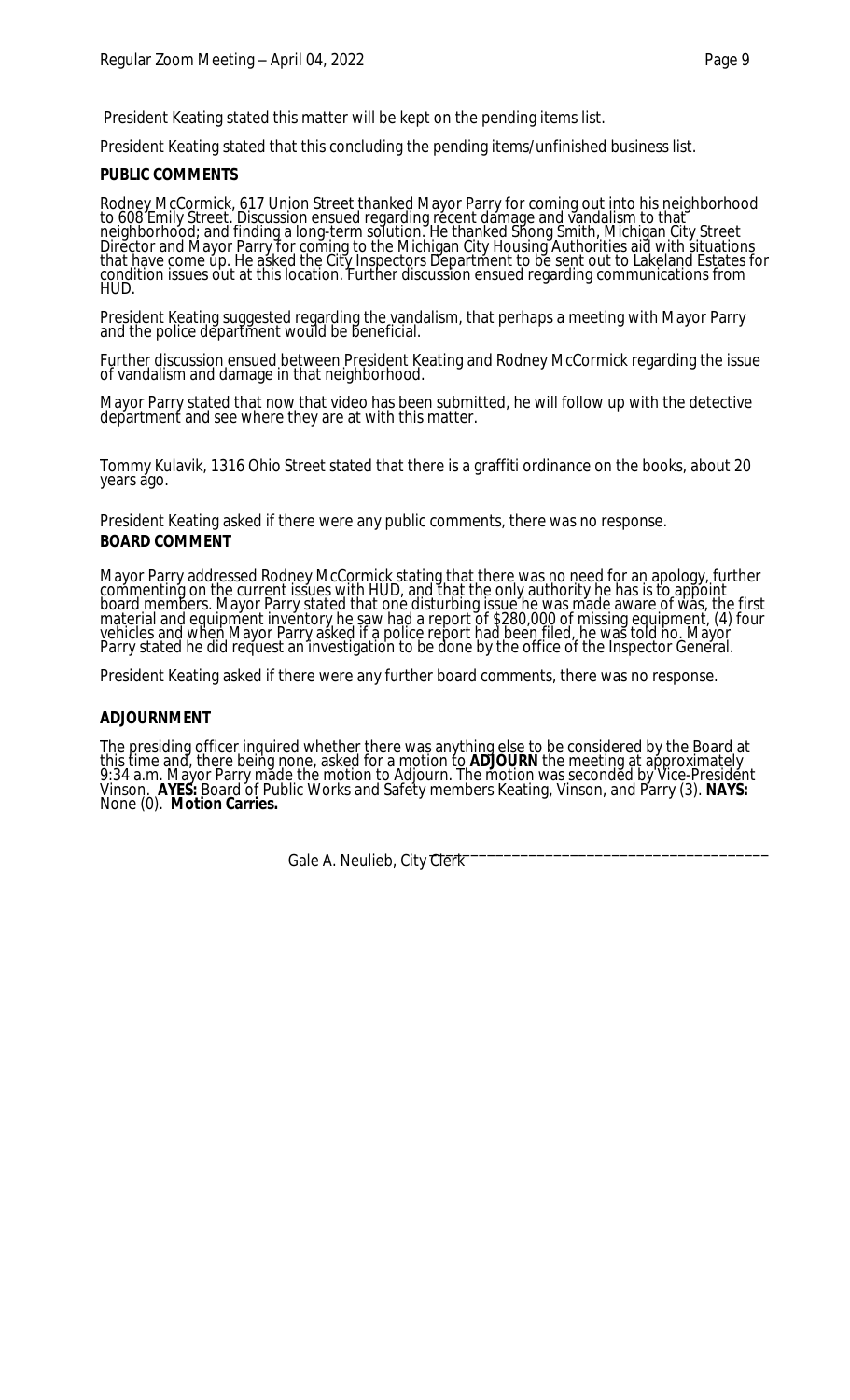President Keating stated this matter will be kept on the pending items list.

President Keating stated that this concluding the pending items/unfinished business list.

**PUBLIC COMMENTS**

Rodney McCormick, 617 Union Street thanked Mayor Parry for coming out into his neighborhood to 608 Emily Street. Discussion ensued regarding recent damage and vandalism to that neighborhood; and finding a long-term solution. He thanked Shong Smith, Michigan City Street Director and Mayor Parry for coming to the Michigan City Housing Authorities aid with situations that have come up. He asked the City Inspectors Department to be sent out to Lakeland Estates for condition issues out at this location. Further discussion ensued regarding communications from HUD.

President Keating suggested regarding the vandalism, that perhaps a meeting with Mayor Parry and the police department would be beneficial.

Further discussion ensued between President Keating and Rodney McCormick regarding the issue of vandalism and damage in that neighborhood.

Mayor Parry stated that now that video has been submitted, he will follow up with the detective department and see where they are at with this matter.

Tommy Kulavik, 1316 Ohio Street stated that there is a graffiti ordinance on the books, about 20 years ago.

President Keating asked if there were any public comments, there was no response.

**BOARD COMMENT**

Mayor Parry addressed Rodney McCormick stating that there was no need for an apology, further commenting on the current issues with HUD, and that the only authority he has is to appoint board members. Mayor Parry stated that one disturbing issue he was made aware of was, the first material and equipment inventory he saw had a report of $280,000 of missing equipment, (4) four vehicles and when Mayor Parry asked if a police report had been filed, he was told no. Mayor Parry stated he did request an investigation to be done by the office of the Inspector General.

President Keating asked if there were any further board comments, there was no response.

**ADJOURNMENT**

The presiding officer inquired whether there was anything else to be considered by the Board at this time and, there being none, asked for a motion to **ADJOURN** the meeting at approximately 9:34 a.m. Mayor Parry made the motion to Adjourn. The motion was seconded by Vice-President Vinson. **AYES:** Board of Public Works and Safety members Keating, Vinson, and Parry (3). **NAYS:** None (0). **Motion Carries.**

\_\_\_\_\_\_\_\_\_\_\_\_\_\_\_\_\_\_\_\_\_\_\_\_\_\_\_\_\_\_\_\_\_\_\_\_\_\_\_\_

Gale A. Neulieb, City Clerk